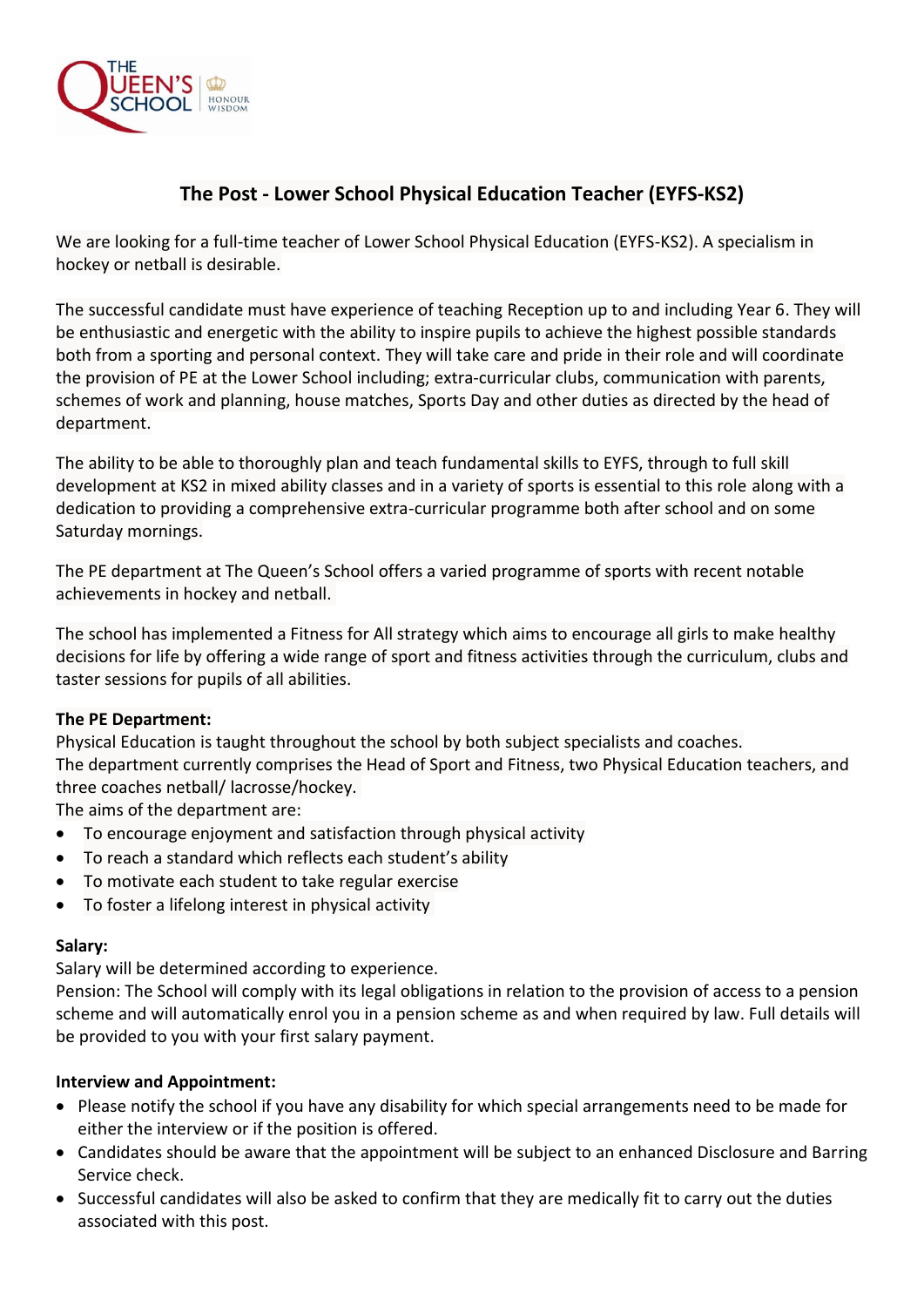# The Post - Lower School Physical Education Teacher (EYFS-KS2)

We are looking for a full-time teacher of Lower School Physical Education (EYFS-KS2). A specialism in hockey or netball is desirable.

The successful candidate must have experience of teaching Reception up to and including Year 6. They will be enthusiastic and energetic with the ability to inspire pupils to achieve the highest possible standards both from a sporting and personal context. They will take care and pride in their role and will coordinate the provision of PE at the Lower School including; extra-curricular clubs, communication with parents, schemes of work and planning, house matches, Sports Day and other duties as directed by the head of department.

The ability to be able to thoroughly plan and teach fundamental skills to EYFS, through to full skill development at KS2 in mixed ability classes and in a variety of sports is essential to this role along with a dedication to providing a comprehensive extra-curricular programme both after school and on some Saturday mornings.

The PE department at The Queen's School offers a varied programme of sports with recent notable achievements in hockey and netball.

The school has implemented a Fitness for All strategy which aims to encourage all girls to make healthy decisions for life by offering a wide range of sport and fitness activities through the curriculum, clubs and taster sessions for pupils of all abilities.

**The PE Department:**

Physical Education is taught throughout the school by both subject specialists and coaches.
The department currently comprises the Head of Sport and Fitness, two Physical Education teachers, and three coaches netball/ lacrosse/hockey.
The aims of the department are:

- To encourage enjoyment and satisfaction through physical activity
- To reach a standard which reflects each student's ability
- To motivate each student to take regular exercise
- To foster a lifelong interest in physical activity

**Salary:**

Salary will be determined according to experience.
Pension: The School will comply with its legal obligations in relation to the provision of access to a pension scheme and will automatically enrol you in a pension scheme as and when required by law. Full details will be provided to you with your first salary payment.

**Interview and Appointment:**

- Please notify the school if you have any disability for which special arrangements need to be made for either the interview or if the position is offered.
- Candidates should be aware that the appointment will be subject to an enhanced Disclosure and Barring Service check.
- Successful candidates will also be asked to confirm that they are medically fit to carry out the duties associated with this post.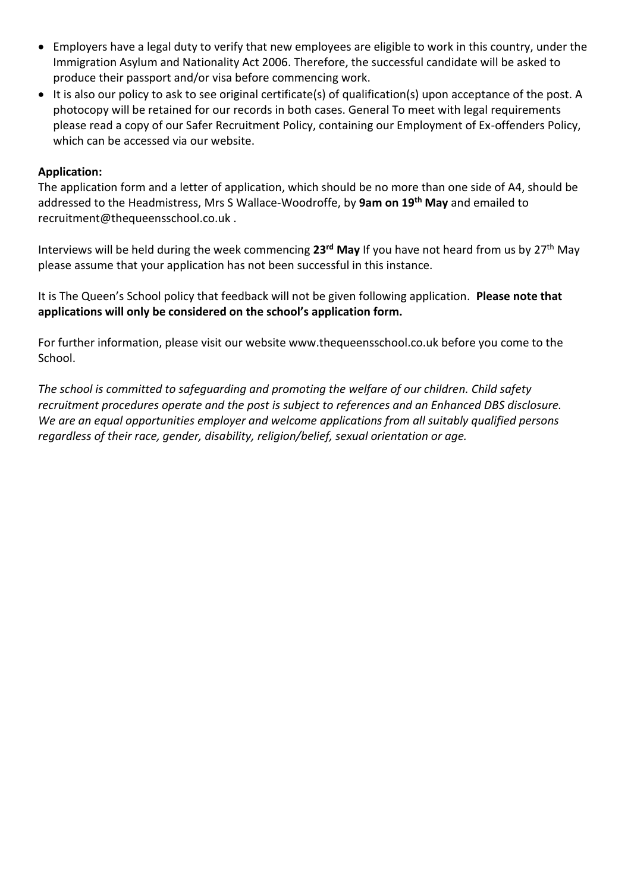- Employers have a legal duty to verify that new employees are eligible to work in this country, under the Immigration Asylum and Nationality Act 2006. Therefore, the successful candidate will be asked to produce their passport and/or visa before commencing work.
- It is also our policy to ask to see original certificate(s) of qualification(s) upon acceptance of the post. A photocopy will be retained for our records in both cases. General To meet with legal requirements please read a copy of our Safer Recruitment Policy, containing our Employment of Ex-offenders Policy, which can be accessed via our website.

**Application:**

The application form and a letter of application, which should be no more than one side of A4, should be addressed to the Headmistress, Mrs S Wallace-Woodroffe, by **9am on 19th May** and emailed to recruitment@thequeensschool.co.uk .

Interviews will be held during the week commencing **23rd May** If you have not heard from us by 27th May please assume that your application has not been successful in this instance.

It is The Queen's School policy that feedback will not be given following application. **Please note that applications will only be considered on the school's application form.**

For further information, please visit our website www.thequeensschool.co.uk before you come to the School.

*The school is committed to safeguarding and promoting the welfare of our children. Child safety recruitment procedures operate and the post is subject to references and an Enhanced DBS disclosure. We are an equal opportunities employer and welcome applications from all suitably qualified persons regardless of their race, gender, disability, religion/belief, sexual orientation or age.*